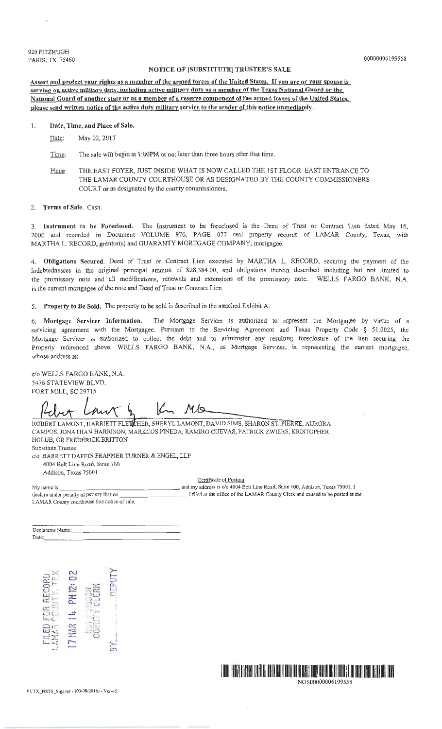920 FITZHUGH
PARIS, TX 75460

00000006199558

## NOTICE OF [SUBSTITUTE] TRUSTEE'S SALE

**Assert and protect your rights as a member of the armed forces of the United States. If you are or your spouse is serving on active military duty, including active military duty as a member of the Texas National Guard or the National Guard of another state or as a member of a reserve component of the armed forces of the United States, please send written notice of the active duty military service to the sender of this notice immediately.**

1. **Date, Time, and Place of Sale.**

   Date: May 02, 2017

   Time: The sale will begin at 1:00PM or not later than three hours after that time.

   Place: THE EAST FOYER, JUST INSIDE WHAT IS NOW CALLED THE 1ST FLOOR EAST ENTRANCE TO THE LAMAR COUNTY COURTHOUSE OR AS DESIGNATED BY THE COUNTY COMMISSIONERS COURT or as designated by the county commissioners.

2. **Terms of Sale.** Cash.

3. **Instrument to be Foreclosed.** The Instrument to be foreclosed is the Deed of Trust or Contract Lien dated May 16, 2000 and recorded in Document VOLUME 976, PAGE 077 real property records of LAMAR County, Texas, with MARTHA L. RECORD, grantor(s) and GUARANTY MORTGAGE COMPANY, mortgagee.

4. **Obligations Secured.** Deed of Trust or Contract Lien executed by MARTHA L. RECORD, securing the payment of the indebtednesses in the original principal amount of $28,384.00, and obligations therein described including but not limited to the promissory note and all modifications, renewals and extensions of the promissory note. WELLS FARGO BANK, N.A. is the current mortgagee of the note and Deed of Trust or Contract Lien.

5. **Property to Be Sold.** The property to be sold is described in the attached Exhibit A.

6. **Mortgage Servicer Information.** The Mortgage Servicer is authorized to represent the Mortgagee by virtue of a servicing agreement with the Mortgagee. Pursuant to the Servicing Agreement and Texas Property Code § 51.0025, the Mortgage Servicer is authorized to collect the debt and to administer any resulting foreclosure of the lien securing the Property referenced above. WELLS FARGO BANK, N.A., as Mortgage Servicer, is representing the current mortgagee, whose address is:

c/o WELLS FARGO BANK, N.A.
3476 STATEVIEW BLVD.
FORT MILL, SC 29715

ROBERT LAMONT, HARRIETT FLETCHER, SHERYL LAMONT, DAVID SIMS, SHARON ST. PIERRE, AURORA CAMPOS, JONATHAN HARRISON, MARKCOS PINEDA, RAMIRO CUEVAS, PATRICK ZWIERS, KRISTOPHER HOLUB, OR FREDERICK BRITTON
Substitute Trustee
c/o BARRETT DAFFIN FRAPPIER TURNER & ENGEL, LLP
4004 Belt Line Road, Suite 100
Addison, Texas 75001

Certificate of Posting

My name is ______________________, and my address is c/o 4004 Belt Line Road, Suite 100, Addison, Texas 75001. I declare under penalty of perjury that on ______________ I filed at the office of the LAMAR County Clerk and caused to be posted at the LAMAR County courthouse this notice of sale.

Declarants Name: ______________________
Date: ______________________

FILED FOR RECORD
LAMAR COUNTY, TEX
17 MAR 14 PM 12:02
RUTH SISSON
COUNTY CLERK
BY ______ DEPUTY

NOS00000006199558

FCTX_NSTS_Sigs.rpt - (03/08/2016) - Ver-45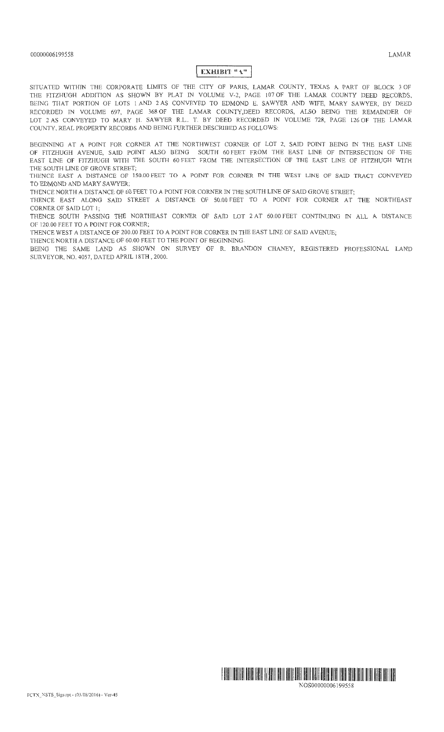00000006199558 LAMAR

**EXHIBIT "A"**

SITUATED WITHIN THE CORPORATE LIMITS OF THE CITY OF PARIS, LAMAR COUNTY, TEXAS A PART OF BLOCK 3 OF THE FITZHUGH ADDITION AS SHOWN BY PLAT IN VOLUME V-2, PAGE 107 OF THE LAMAR COUNTY DEED RECORDS, BEING THAT PORTION OF LOTS 1 AND 2 AS CONVEYED TO EDMOND E. SAWYER AND WIFE, MARY SAWYER, BY DEED RECORDED IN VOLUME 697, PAGE 368 OF THE LAMAR COUNTY,DEED RECORDS, ALSO BEING THE REMAINDER OF LOT 2 AS CONVEYED TO MARY H. SAWYER R.L. T. BY DEED RECORDED IN VOLUME 728, PAGE 126 OF THE LAMAR COUNTY, REAL PROPERTY RECORDS AND BEING FURTHER DESCRIBED AS FOLLOWS:

BEGINNING AT A POINT FOR CORNER AT THE NORTHWEST CORNER OF LOT 2, SAID POINT BEING IN THE EAST LINE OF FITZHUGH AVENUE, SAID POINT ALSO BEING SOUTH 60 FEET FROM THE EAST LINE OF INTERSECTION OF THE EAST LINE OF FITZHUGH WITH THE SOUTH 60 FEET FROM THE INTERSECTION OF THE EAST LINE OF FITZHUGH WITH THE SOUTH LINE OF GROVE STREET;

THENCE EAST A DISTANCE OF 150.00 FEET TO A POINT FOR CORNER IN THE WEST LINE OF SAID TRACT CONVEYED TO EDMOND AND MARY SAWYER;

THENCE NORTH A DISTANCE OF 60 FEET TO A POINT FOR CORNER IN THE SOUTH LINE OF SAID GROVE STREET;

THENCE EAST ALONG SAID STREET A DISTANCE OF 50.00 FEET TO A POINT FOR CORNER AT THE NORTHEAST CORNER OF SAID LOT 1;

THENCE SOUTH PASSING THE NORTHEAST CORNER OF SAID LOT 2 AT 60.00 FEET CONTINUING IN ALL A DISTANCE OF 120.00 FEET TO A POINT FOR CORNER;

THENCE WEST A DISTANCE OF 200.00 FEET TO A POINT FOR CORNER IN THE EAST LINE OF SAID AVENUE;

THENCE NORTH A DISTANCE OF 60.00 FEET TO THE POINT OF BEGINNING.

BEING THE SAME LAND AS SHOWN ON SURVEY OF R. BRANDON CHANEY, REGISTERED PROFESSIONAL LAND SURVEYOR, NO. 4057, DATED APRIL 18TH , 2000.

NOS00000006199558

FCTX_NSTS_Sigs.rpt - (03/08/2016) - Ver-45